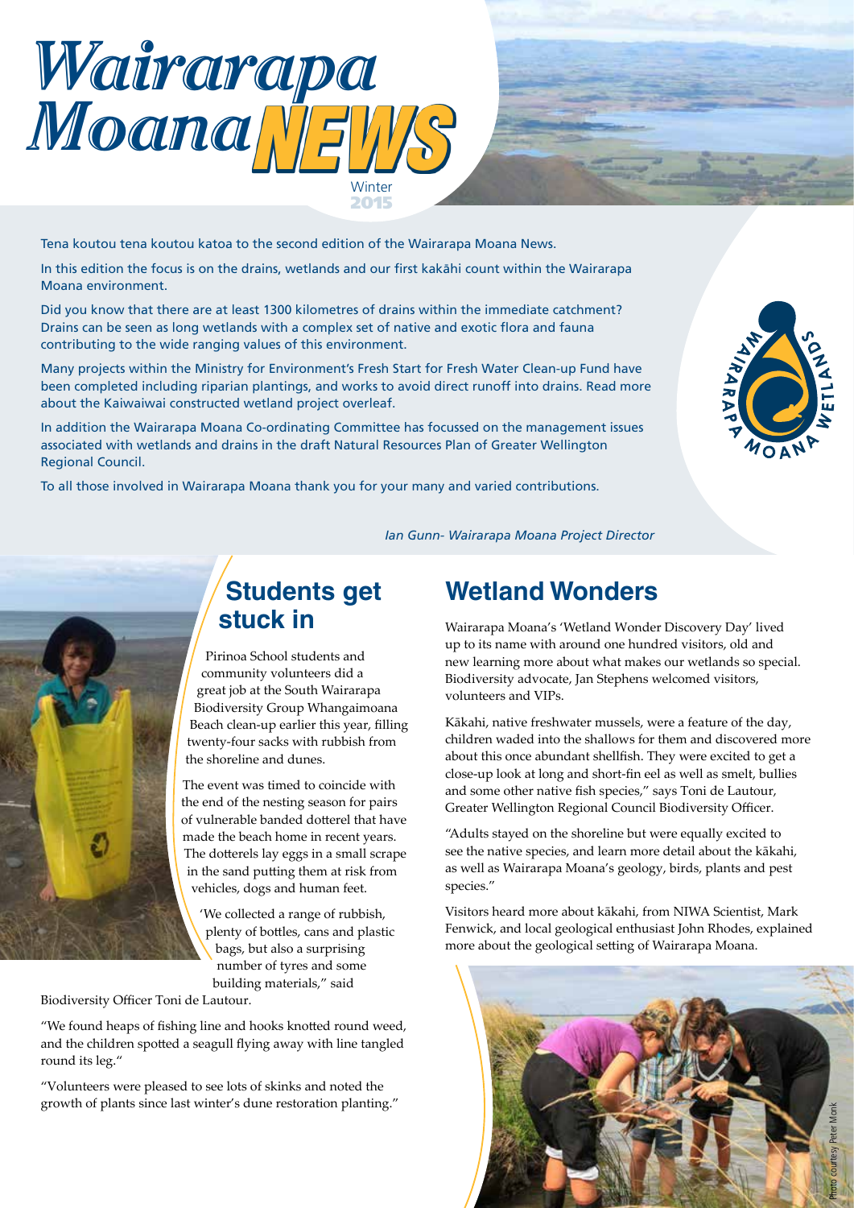# Wairarapa Moana NEWS

Winter 2015

Tena koutou tena koutou katoa to the second edition of the Wairarapa Moana News.

In this edition the focus is on the drains, wetlands and our first kakāhi count within the Wairarapa Moana environment.

Did you know that there are at least 1300 kilometres of drains within the immediate catchment? Drains can be seen as long wetlands with a complex set of native and exotic flora and fauna contributing to the wide ranging values of this environment.

Many projects within the Ministry for Environment's Fresh Start for Fresh Water Clean-up Fund have been completed including riparian plantings, and works to avoid direct runoff into drains. Read more about the Kaiwaiwai constructed wetland project overleaf.

In addition the Wairarapa Moana Co-ordinating Committee has focussed on the management issues associated with wetlands and drains in the draft Natural Resources Plan of Greater Wellington Regional Council.

To all those involved in Wairarapa Moana thank you for your many and varied contributions.

*Ian Gunn- Wairarapa Moana Project Director*

## Students get stuck in

Pirinoa School students and community volunteers did a great job at the South Wairarapa Biodiversity Group Whangaimoana Beach clean-up earlier this year, filling twenty-four sacks with rubbish from the shoreline and dunes.

The event was timed to coincide with the end of the nesting season for pairs of vulnerable banded dotterel that have made the beach home in recent years. The dotterels lay eggs in a small scrape in the sand putting them at risk from vehicles, dogs and human feet.

'We collected a range of rubbish, plenty of bottles, cans and plastic bags, but also a surprising number of tyres and some building materials," said Biodiversity Officer Toni de Lautour.

"We found heaps of fishing line and hooks knotted round weed, and the children spotted a seagull flying away with line tangled round its leg."

"Volunteers were pleased to see lots of skinks and noted the growth of plants since last winter's dune restoration planting."

## Wetland Wonders

Wairarapa Moana's 'Wetland Wonder Discovery Day' lived up to its name with around one hundred visitors, old and new learning more about what makes our wetlands so special. Biodiversity advocate, Jan Stephens welcomed visitors, volunteers and VIPs.

Kākahi, native freshwater mussels, were a feature of the day, children waded into the shallows for them and discovered more about this once abundant shellfish. They were excited to get a close-up look at long and short-fin eel as well as smelt, bullies and some other native fish species," says Toni de Lautour, Greater Wellington Regional Council Biodiversity Officer.

"Adults stayed on the shoreline but were equally excited to see the native species, and learn more detail about the kākahi, as well as Wairarapa Moana's geology, birds, plants and pest species."

Visitors heard more about kākahi, from NIWA Scientist, Mark Fenwick, and local geological enthusiast John Rhodes, explained more about the geological setting of Wairarapa Moana.

Photo courtesy Peter Monk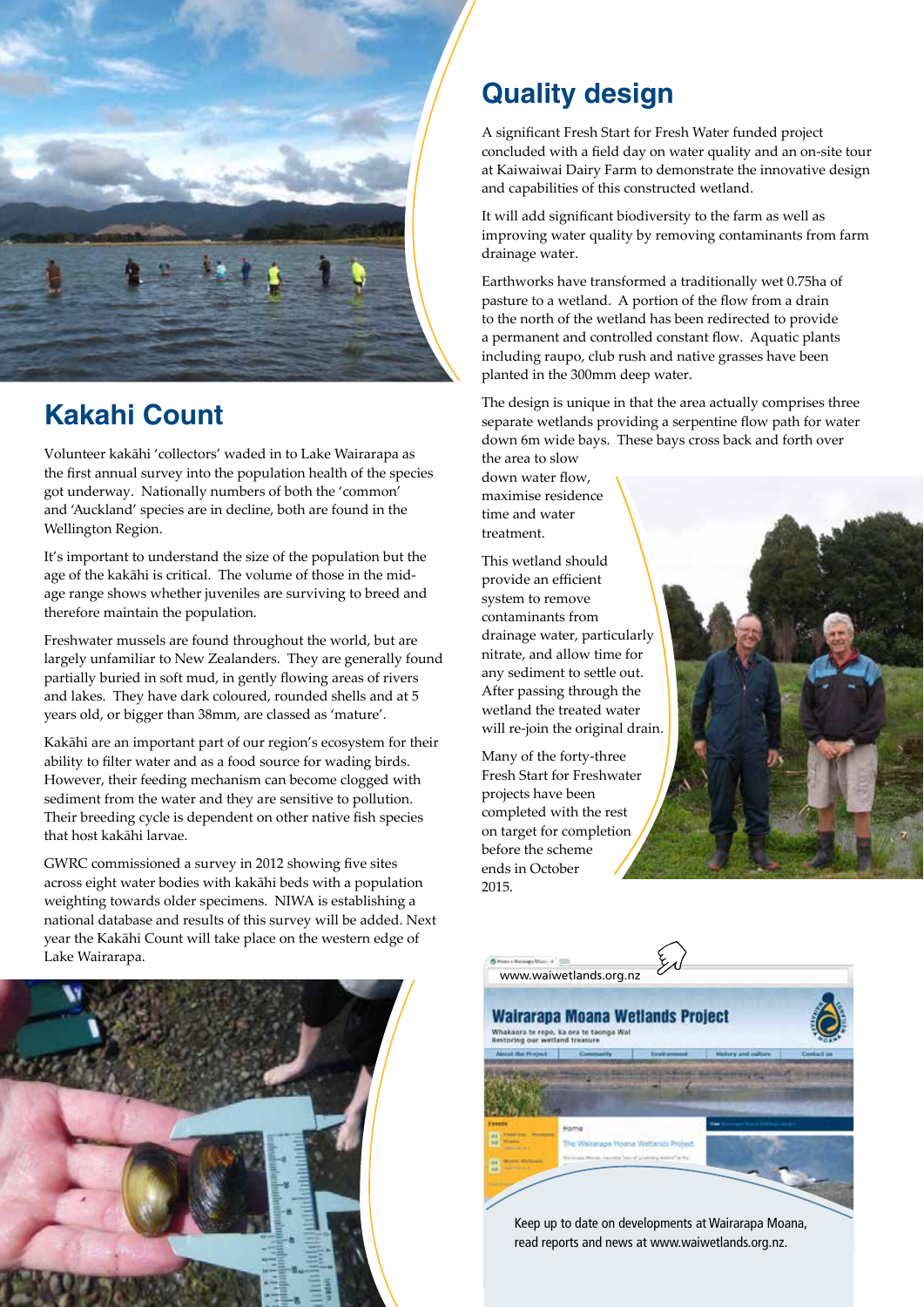## Kakahi Count

Volunteer kakāhi 'collectors' waded in to Lake Wairarapa as the first annual survey into the population health of the species got underway. Nationally numbers of both the 'common' and 'Auckland' species are in decline, both are found in the Wellington Region.

It's important to understand the size of the population but the age of the kakāhi is critical. The volume of those in the mid-age range shows whether juveniles are surviving to breed and therefore maintain the population.

Freshwater mussels are found throughout the world, but are largely unfamiliar to New Zealanders. They are generally found partially buried in soft mud, in gently flowing areas of rivers and lakes. They have dark coloured, rounded shells and at 5 years old, or bigger than 38mm, are classed as 'mature'.

Kakāhi are an important part of our region's ecosystem for their ability to filter water and as a food source for wading birds. However, their feeding mechanism can become clogged with sediment from the water and they are sensitive to pollution. Their breeding cycle is dependent on other native fish species that host kakāhi larvae.

GWRC commissioned a survey in 2012 showing five sites across eight water bodies with kakāhi beds with a population weighting towards older specimens. NIWA is establishing a national database and results of this survey will be added. Next year the Kakāhi Count will take place on the western edge of Lake Wairarapa.

## Quality design

A significant Fresh Start for Fresh Water funded project concluded with a field day on water quality and an on-site tour at Kaiwaiwai Dairy Farm to demonstrate the innovative design and capabilities of this constructed wetland.

It will add significant biodiversity to the farm as well as improving water quality by removing contaminants from farm drainage water.

Earthworks have transformed a traditionally wet 0.75ha of pasture to a wetland. A portion of the flow from a drain to the north of the wetland has been redirected to provide a permanent and controlled constant flow. Aquatic plants including raupo, club rush and native grasses have been planted in the 300mm deep water.

The design is unique in that the area actually comprises three separate wetlands providing a serpentine flow path for water down 6m wide bays. These bays cross back and forth over the area to slow down water flow, maximise residence time and water treatment.

This wetland should provide an efficient system to remove contaminants from drainage water, particularly nitrate, and allow time for any sediment to settle out. After passing through the wetland the treated water will re-join the original drain.

Many of the forty-three Fresh Start for Freshwater projects have been completed with the rest on target for completion before the scheme ends in October 2015.

Keep up to date on developments at Wairarapa Moana, read reports and news at www.waiwetlands.org.nz.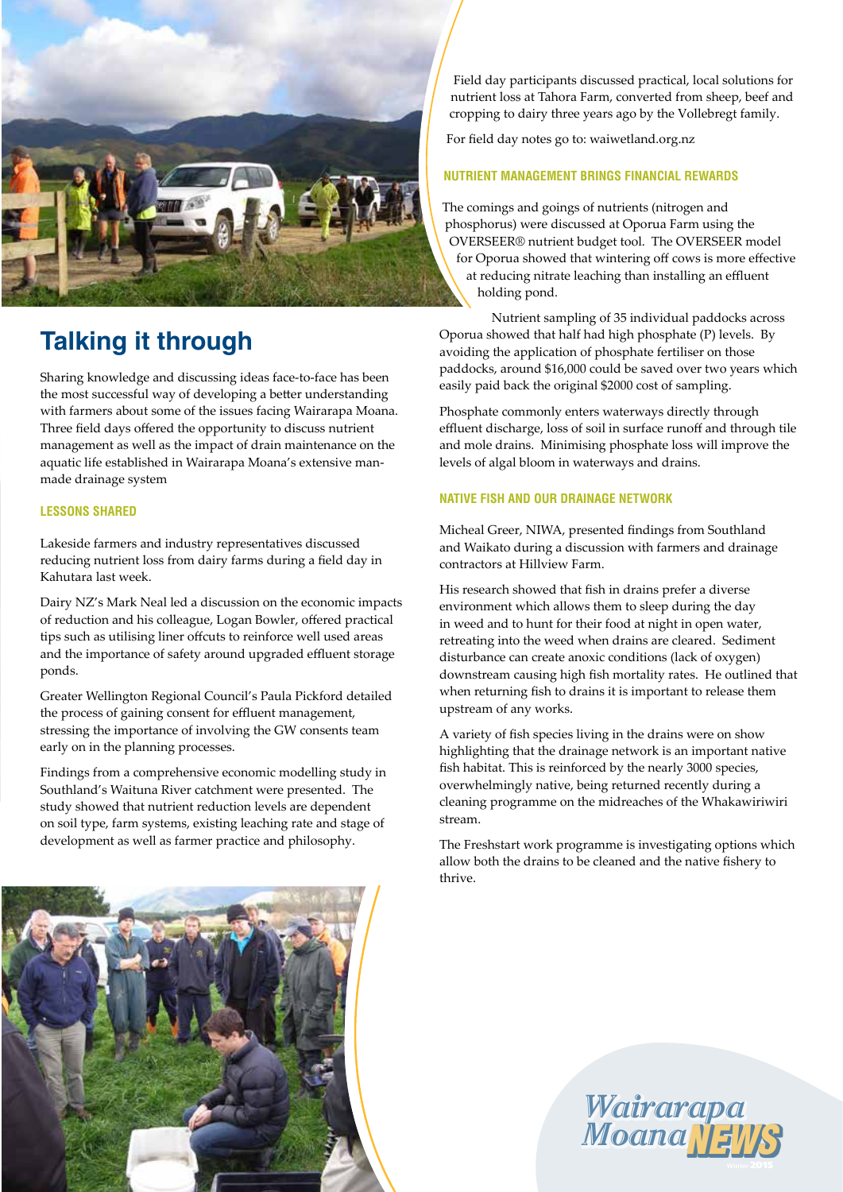## Talking it through

Sharing knowledge and discussing ideas face-to-face has been the most successful way of developing a better understanding with farmers about some of the issues facing Wairarapa Moana. Three field days offered the opportunity to discuss nutrient management as well as the impact of drain maintenance on the aquatic life established in Wairarapa Moana's extensive man-made drainage system

### LESSONS SHARED

Lakeside farmers and industry representatives discussed reducing nutrient loss from dairy farms during a field day in Kahutara last week.

Dairy NZ's Mark Neal led a discussion on the economic impacts of reduction and his colleague, Logan Bowler, offered practical tips such as utilising liner offcuts to reinforce well used areas and the importance of safety around upgraded effluent storage ponds.

Greater Wellington Regional Council's Paula Pickford detailed the process of gaining consent for effluent management, stressing the importance of involving the GW consents team early on in the planning processes.

Findings from a comprehensive economic modelling study in Southland's Waituna River catchment were presented. The study showed that nutrient reduction levels are dependent on soil type, farm systems, existing leaching rate and stage of development as well as farmer practice and philosophy.

Field day participants discussed practical, local solutions for nutrient loss at Tahora Farm, converted from sheep, beef and cropping to dairy three years ago by the Vollebregt family.

For field day notes go to: waiwetland.org.nz

### NUTRIENT MANAGEMENT BRINGS FINANCIAL REWARDS

The comings and goings of nutrients (nitrogen and phosphorus) were discussed at Oporua Farm using the OVERSEER® nutrient budget tool. The OVERSEER model for Oporua showed that wintering off cows is more effective at reducing nitrate leaching than installing an effluent holding pond.

Nutrient sampling of 35 individual paddocks across Oporua showed that half had high phosphate (P) levels. By avoiding the application of phosphate fertiliser on those paddocks, around $16,000 could be saved over two years which easily paid back the original $2000 cost of sampling.

Phosphate commonly enters waterways directly through effluent discharge, loss of soil in surface runoff and through tile and mole drains. Minimising phosphate loss will improve the levels of algal bloom in waterways and drains.

### NATIVE FISH AND OUR DRAINAGE NETWORK

Micheal Greer, NIWA, presented findings from Southland and Waikato during a discussion with farmers and drainage contractors at Hillview Farm.

His research showed that fish in drains prefer a diverse environment which allows them to sleep during the day in weed and to hunt for their food at night in open water, retreating into the weed when drains are cleared. Sediment disturbance can create anoxic conditions (lack of oxygen) downstream causing high fish mortality rates. He outlined that when returning fish to drains it is important to release them upstream of any works.

A variety of fish species living in the drains were on show highlighting that the drainage network is an important native fish habitat. This is reinforced by the nearly 3000 species, overwhelmingly native, being returned recently during a cleaning programme on the midreaches of the Whakawiriwiri stream.

The Freshstart work programme is investigating options which allow both the drains to be cleaned and the native fishery to thrive.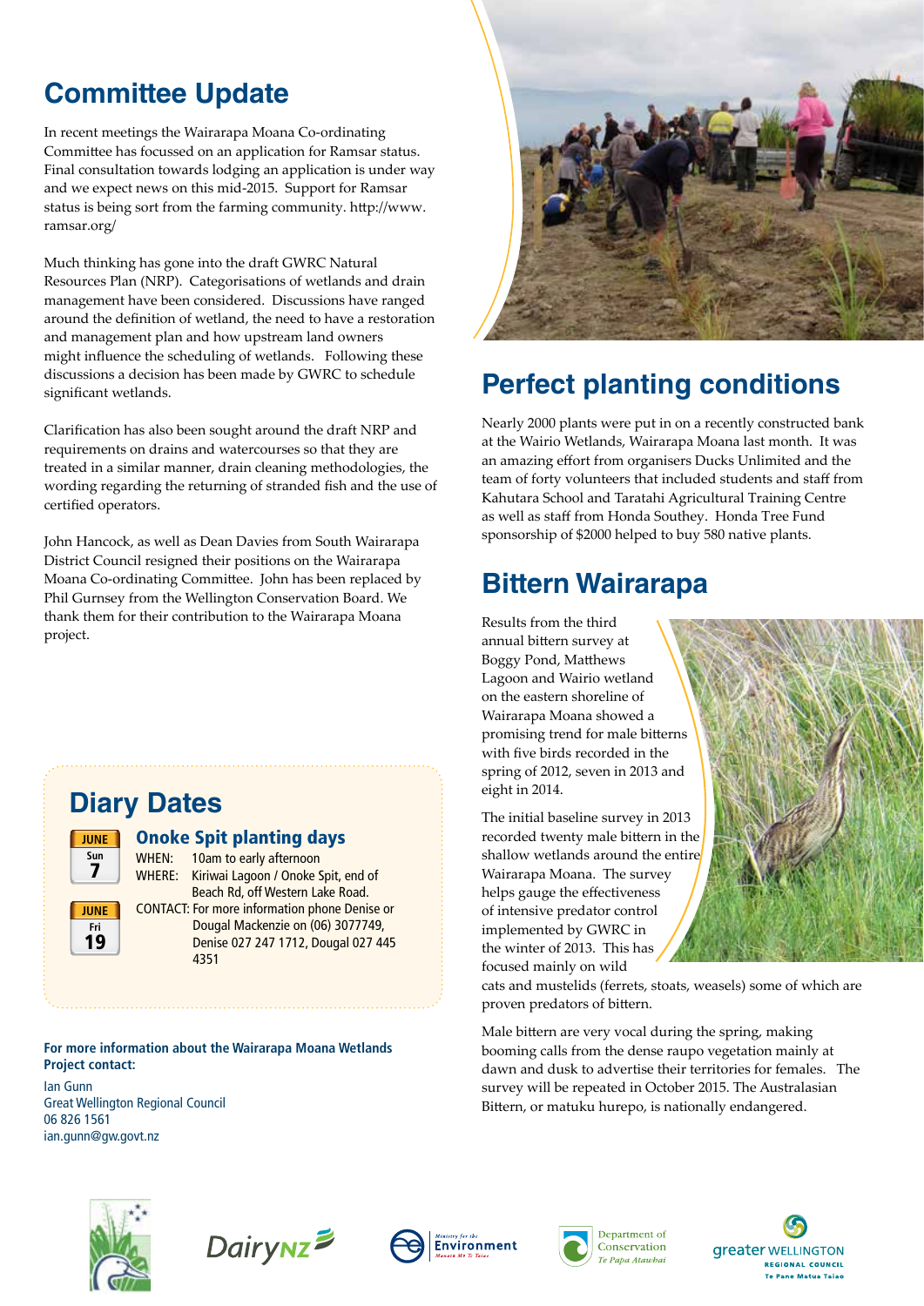## Committee Update

In recent meetings the Wairarapa Moana Co-ordinating Committee has focussed on an application for Ramsar status. Final consultation towards lodging an application is under way and we expect news on this mid-2015. Support for Ramsar status is being sort from the farming community. http://www.ramsar.org/

Much thinking has gone into the draft GWRC Natural Resources Plan (NRP). Categorisations of wetlands and drain management have been considered. Discussions have ranged around the definition of wetland, the need to have a restoration and management plan and how upstream land owners might influence the scheduling of wetlands. Following these discussions a decision has been made by GWRC to schedule significant wetlands.

Clarification has also been sought around the draft NRP and requirements on drains and watercourses so that they are treated in a similar manner, drain cleaning methodologies, the wording regarding the returning of stranded fish and the use of certified operators.

John Hancock, as well as Dean Davies from South Wairarapa District Council resigned their positions on the Wairarapa Moana Co-ordinating Committee. John has been replaced by Phil Gurnsey from the Wellington Conservation Board. We thank them for their contribution to the Wairarapa Moana project.

## Diary Dates

JUNE Sun 7

JUNE Fri 19

### Onoke Spit planting days

WHEN: 10am to early afternoon

WHERE: Kiriwai Lagoon / Onoke Spit, end of Beach Rd, off Western Lake Road.

CONTACT: For more information phone Denise or Dougal Mackenzie on (06) 3077749, Denise 027 247 1712, Dougal 027 445 4351

**For more information about the Wairarapa Moana Wetlands Project contact:**

Ian Gunn
Great Wellington Regional Council
06 826 1561
ian.gunn@gw.govt.nz

## Perfect planting conditions

Nearly 2000 plants were put in on a recently constructed bank at the Wairio Wetlands, Wairarapa Moana last month. It was an amazing effort from organisers Ducks Unlimited and the team of forty volunteers that included students and staff from Kahutara School and Taratahi Agricultural Training Centre as well as staff from Honda Southey. Honda Tree Fund sponsorship of $2000 helped to buy 580 native plants.

## Bittern Wairarapa

Results from the third annual bittern survey at Boggy Pond, Matthews Lagoon and Wairio wetland on the eastern shoreline of Wairarapa Moana showed a promising trend for male bitterns with five birds recorded in the spring of 2012, seven in 2013 and eight in 2014.

The initial baseline survey in 2013 recorded twenty male bittern in the shallow wetlands around the entire Wairarapa Moana. The survey helps gauge the effectiveness of intensive predator control implemented by GWRC in the winter of 2013. This has focused mainly on wild cats and mustelids (ferrets, stoats, weasels) some of which are proven predators of bittern.

Male bittern are very vocal during the spring, making booming calls from the dense raupo vegetation mainly at dawn and dusk to advertise their territories for females. The survey will be repeated in October 2015. The Australasian Bittern, or matuku hurepo, is nationally endangered.

DairyNZ

Ministry for the Environment Manatū Mō Te Taiao

Department of Conservation Te Papa Atawhai

greater WELLINGTON REGIONAL COUNCIL Te Pane Matua Taiao